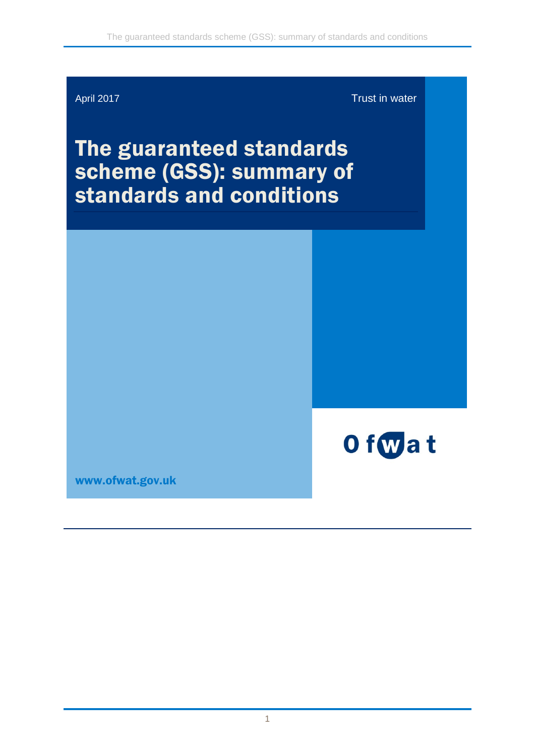April 2017

Trust in water

# The guaranteed standards scheme (GSS): summary of standards and conditions

Ofwat

www.ofwat.gov.uk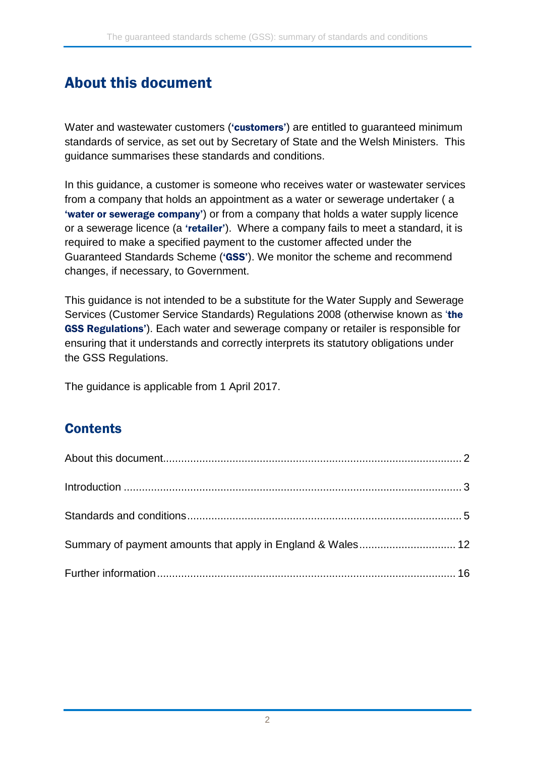## About this document

Water and wastewater customers (**'customers'**) are entitled to guaranteed minimum standards of service, as set out by Secretary of State and the Welsh Ministers. This guidance summarises these standards and conditions.

In this guidance, a customer is someone who receives water or wastewater services from a company that holds an appointment as a water or sewerage undertaker ( a **'water or sewerage company'**) or from a company that holds a water supply licence or a sewerage licence (a **'retailer'**). Where a company fails to meet a standard, it is required to make a specified payment to the customer affected under the Guaranteed Standards Scheme (**'GSS'**). We monitor the scheme and recommend changes, if necessary, to Government.

This guidance is not intended to be a substitute for the Water Supply and Sewerage Services (Customer Service Standards) Regulations 2008 (otherwise known as '**the GSS Regulations'**). Each water and sewerage company or retailer is responsible for ensuring that it understands and correctly interprets its statutory obligations under the GSS Regulations.

The guidance is applicable from 1 April 2017.

## Contents

About this document .......... 2

Introduction .......... 3

Standards and conditions .......... 5

Summary of payment amounts that apply in England & Wales .......... 12

Further information .......... 16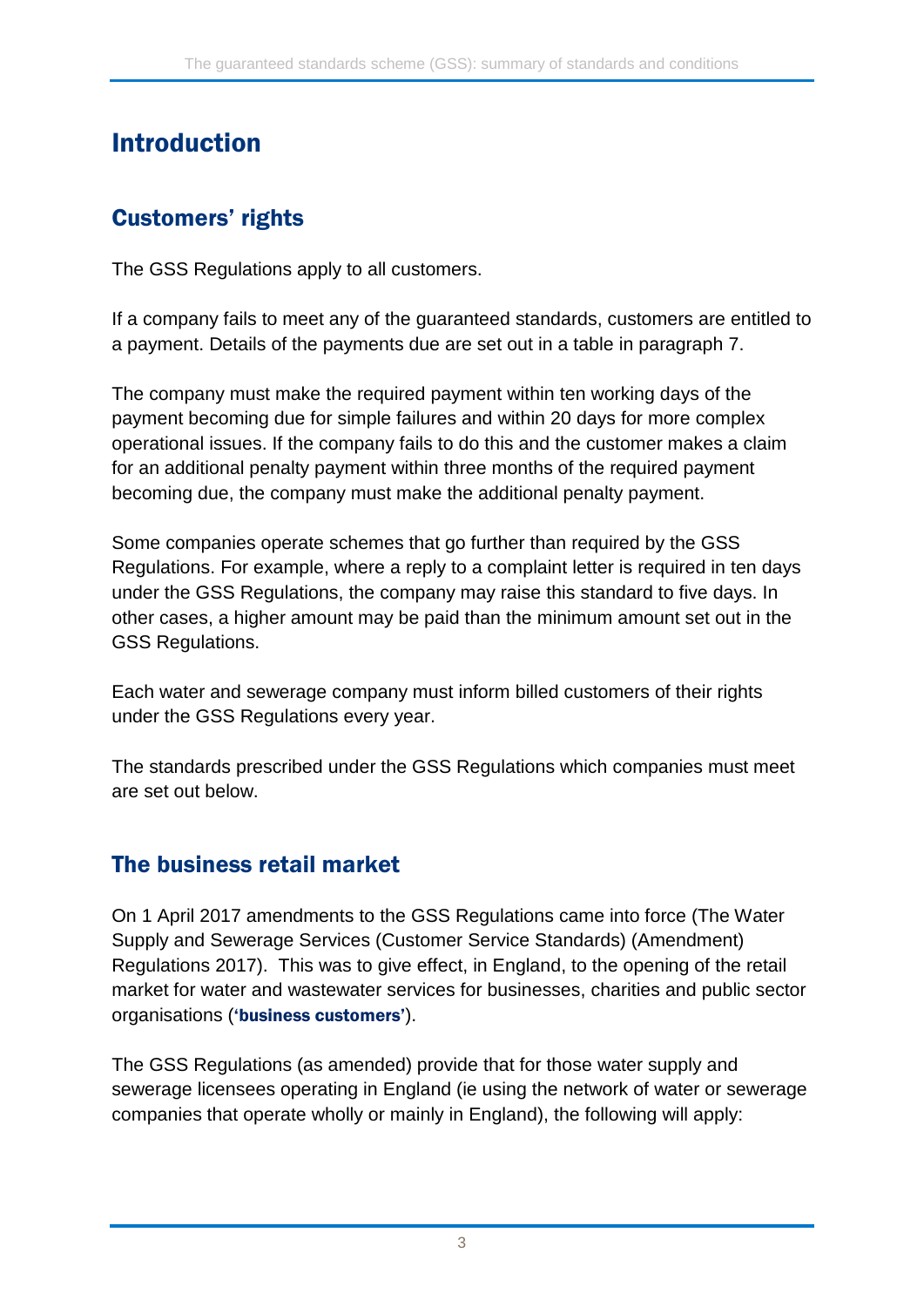# Introduction

## Customers' rights

The GSS Regulations apply to all customers.

If a company fails to meet any of the guaranteed standards, customers are entitled to a payment. Details of the payments due are set out in a table in paragraph 7.

The company must make the required payment within ten working days of the payment becoming due for simple failures and within 20 days for more complex operational issues. If the company fails to do this and the customer makes a claim for an additional penalty payment within three months of the required payment becoming due, the company must make the additional penalty payment.

Some companies operate schemes that go further than required by the GSS Regulations. For example, where a reply to a complaint letter is required in ten days under the GSS Regulations, the company may raise this standard to five days. In other cases, a higher amount may be paid than the minimum amount set out in the GSS Regulations.

Each water and sewerage company must inform billed customers of their rights under the GSS Regulations every year.

The standards prescribed under the GSS Regulations which companies must meet are set out below.

## The business retail market

On 1 April 2017 amendments to the GSS Regulations came into force (The Water Supply and Sewerage Services (Customer Service Standards) (Amendment) Regulations 2017). This was to give effect, in England, to the opening of the retail market for water and wastewater services for businesses, charities and public sector organisations (**'business customers'**).

The GSS Regulations (as amended) provide that for those water supply and sewerage licensees operating in England (ie using the network of water or sewerage companies that operate wholly or mainly in England), the following will apply: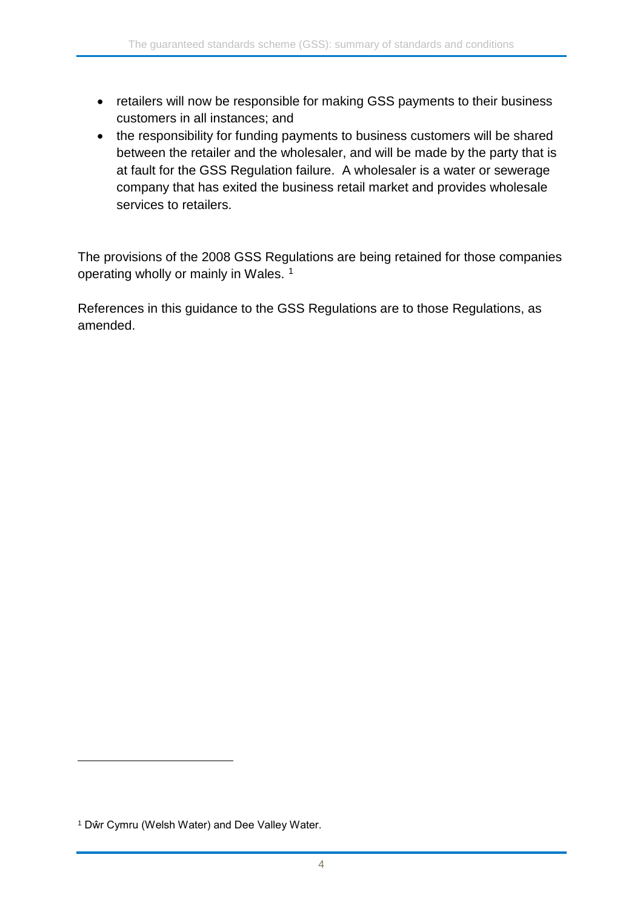- retailers will now be responsible for making GSS payments to their business customers in all instances; and
- the responsibility for funding payments to business customers will be shared between the retailer and the wholesaler, and will be made by the party that is at fault for the GSS Regulation failure. A wholesaler is a water or sewerage company that has exited the business retail market and provides wholesale services to retailers.

The provisions of the 2008 GSS Regulations are being retained for those companies operating wholly or mainly in Wales. [1]

References in this guidance to the GSS Regulations are to those Regulations, as amended.

[1] Dŵr Cymru (Welsh Water) and Dee Valley Water.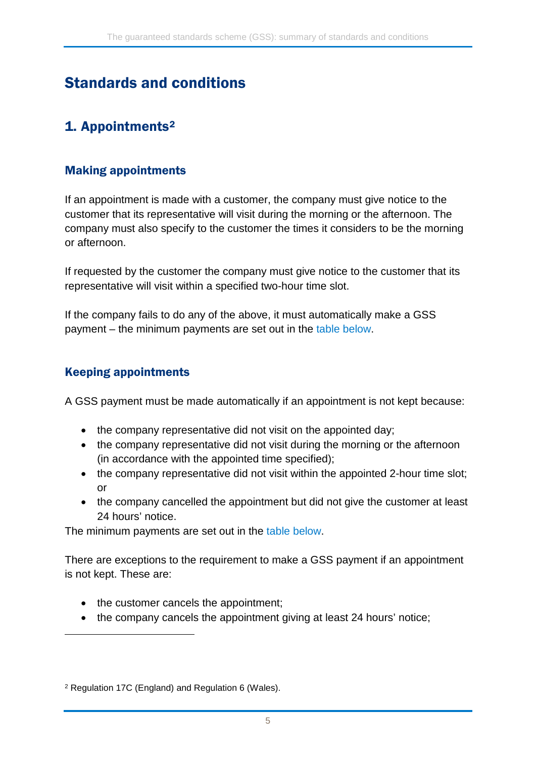## Standards and conditions

### 1. Appointments[2]

#### Making appointments

If an appointment is made with a customer, the company must give notice to the customer that its representative will visit during the morning or the afternoon. The company must also specify to the customer the times it considers to be the morning or afternoon.

If requested by the customer the company must give notice to the customer that its representative will visit within a specified two-hour time slot.

If the company fails to do any of the above, it must automatically make a GSS payment – the minimum payments are set out in the table below.

#### Keeping appointments

A GSS payment must be made automatically if an appointment is not kept because:

- the company representative did not visit on the appointed day;
- the company representative did not visit during the morning or the afternoon (in accordance with the appointed time specified);
- the company representative did not visit within the appointed 2-hour time slot; or
- the company cancelled the appointment but did not give the customer at least 24 hours' notice.

The minimum payments are set out in the table below.

There are exceptions to the requirement to make a GSS payment if an appointment is not kept. These are:

- the customer cancels the appointment;
- the company cancels the appointment giving at least 24 hours' notice;

---

[2] Regulation 17C (England) and Regulation 6 (Wales).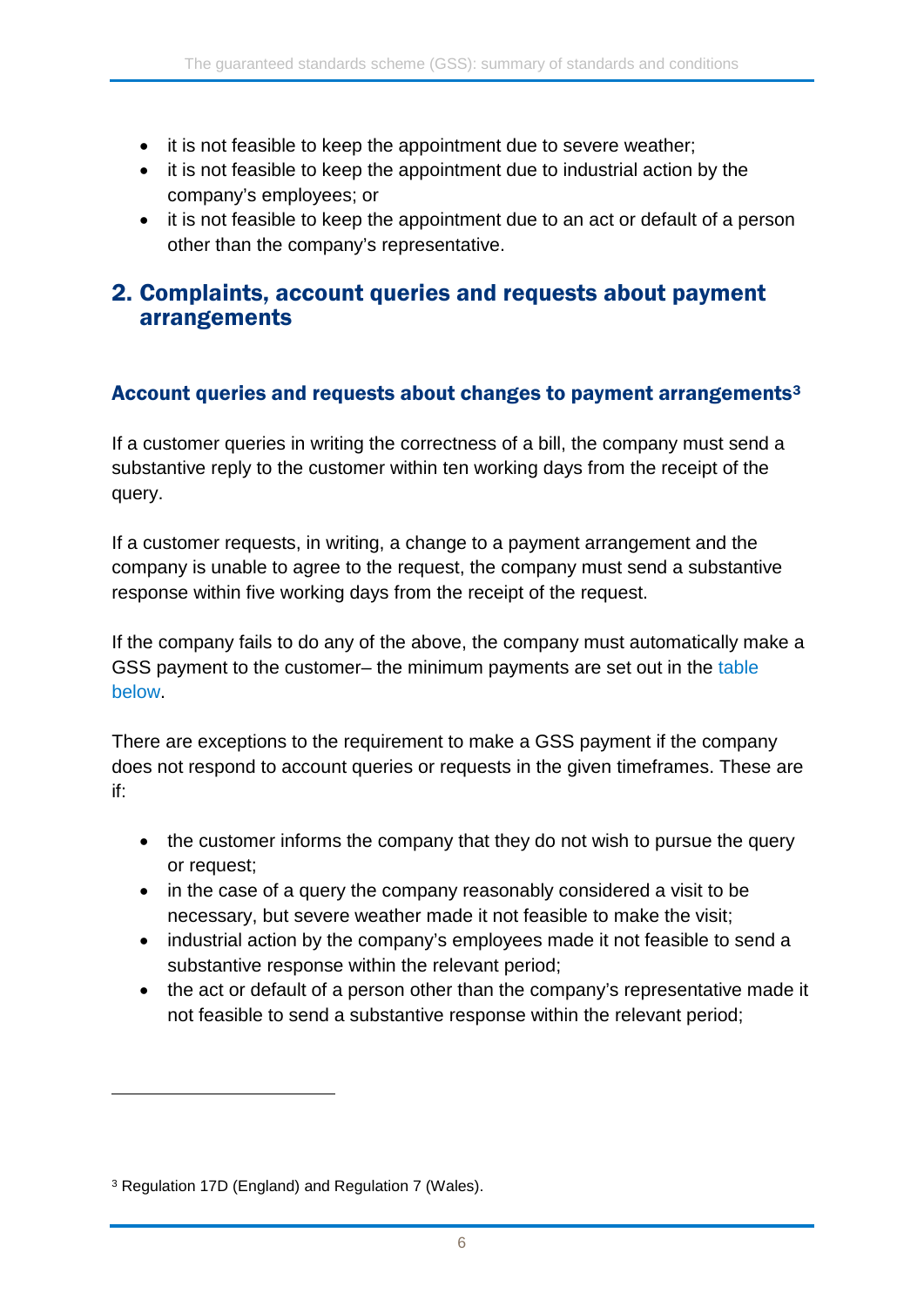- it is not feasible to keep the appointment due to severe weather;
- it is not feasible to keep the appointment due to industrial action by the company's employees; or
- it is not feasible to keep the appointment due to an act or default of a person other than the company's representative.

## 2. Complaints, account queries and requests about payment arrangements

### Account queries and requests about changes to payment arrangements[3]

If a customer queries in writing the correctness of a bill, the company must send a substantive reply to the customer within ten working days from the receipt of the query.

If a customer requests, in writing, a change to a payment arrangement and the company is unable to agree to the request, the company must send a substantive response within five working days from the receipt of the request.

If the company fails to do any of the above, the company must automatically make a GSS payment to the customer– the minimum payments are set out in the table below.

There are exceptions to the requirement to make a GSS payment if the company does not respond to account queries or requests in the given timeframes. These are if:

- the customer informs the company that they do not wish to pursue the query or request;
- in the case of a query the company reasonably considered a visit to be necessary, but severe weather made it not feasible to make the visit;
- industrial action by the company's employees made it not feasible to send a substantive response within the relevant period;
- the act or default of a person other than the company's representative made it not feasible to send a substantive response within the relevant period;

[3] Regulation 17D (England) and Regulation 7 (Wales).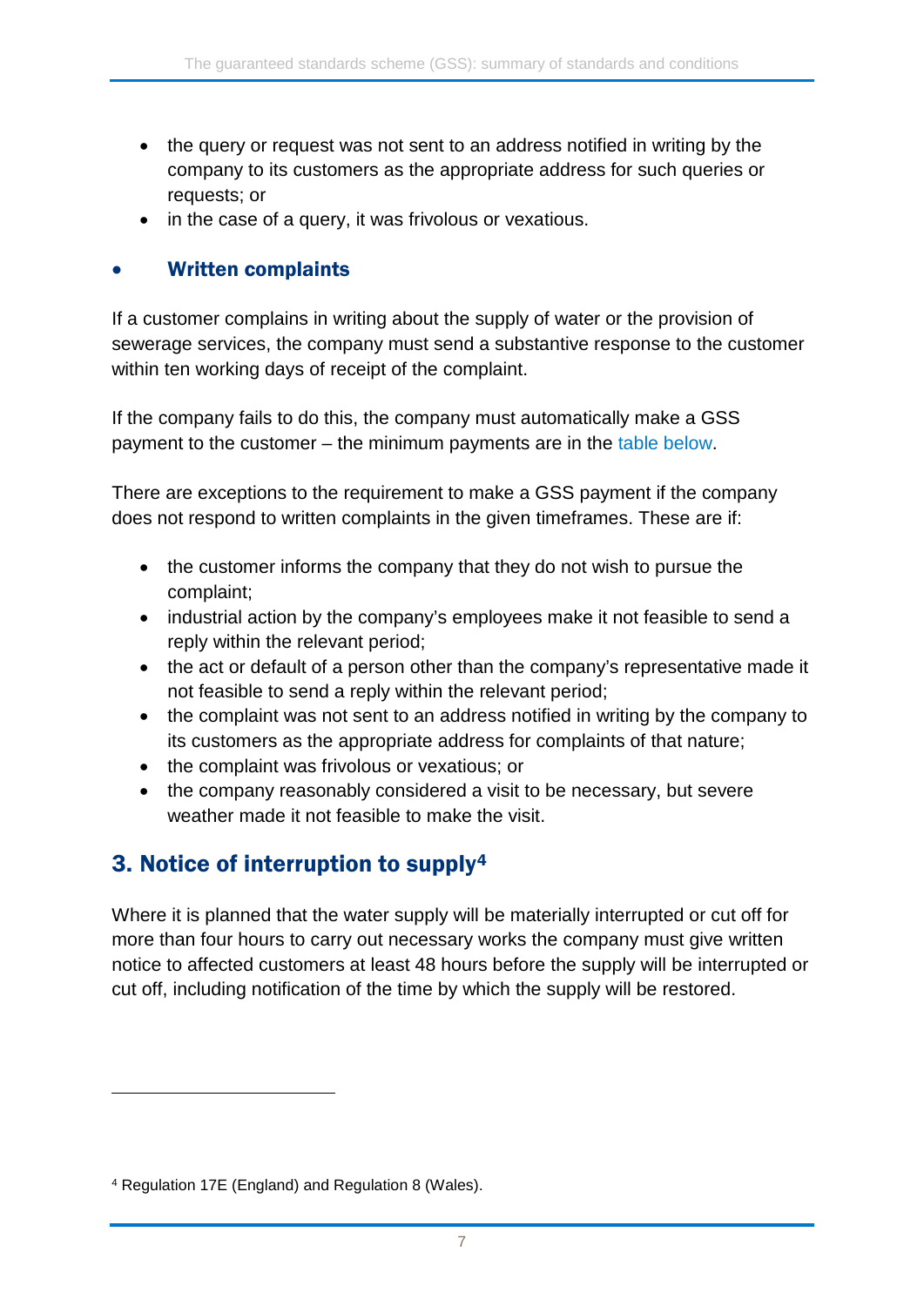- the query or request was not sent to an address notified in writing by the company to its customers as the appropriate address for such queries or requests; or
- in the case of a query, it was frivolous or vexatious.

- **Written complaints**

If a customer complains in writing about the supply of water or the provision of sewerage services, the company must send a substantive response to the customer within ten working days of receipt of the complaint.

If the company fails to do this, the company must automatically make a GSS payment to the customer – the minimum payments are in the table below.

There are exceptions to the requirement to make a GSS payment if the company does not respond to written complaints in the given timeframes. These are if:

- the customer informs the company that they do not wish to pursue the complaint;
- industrial action by the company's employees make it not feasible to send a reply within the relevant period;
- the act or default of a person other than the company's representative made it not feasible to send a reply within the relevant period;
- the complaint was not sent to an address notified in writing by the company to its customers as the appropriate address for complaints of that nature;
- the complaint was frivolous or vexatious; or
- the company reasonably considered a visit to be necessary, but severe weather made it not feasible to make the visit.

## 3. Notice of interruption to supply[4]

Where it is planned that the water supply will be materially interrupted or cut off for more than four hours to carry out necessary works the company must give written notice to affected customers at least 48 hours before the supply will be interrupted or cut off, including notification of the time by which the supply will be restored.

[4] Regulation 17E (England) and Regulation 8 (Wales).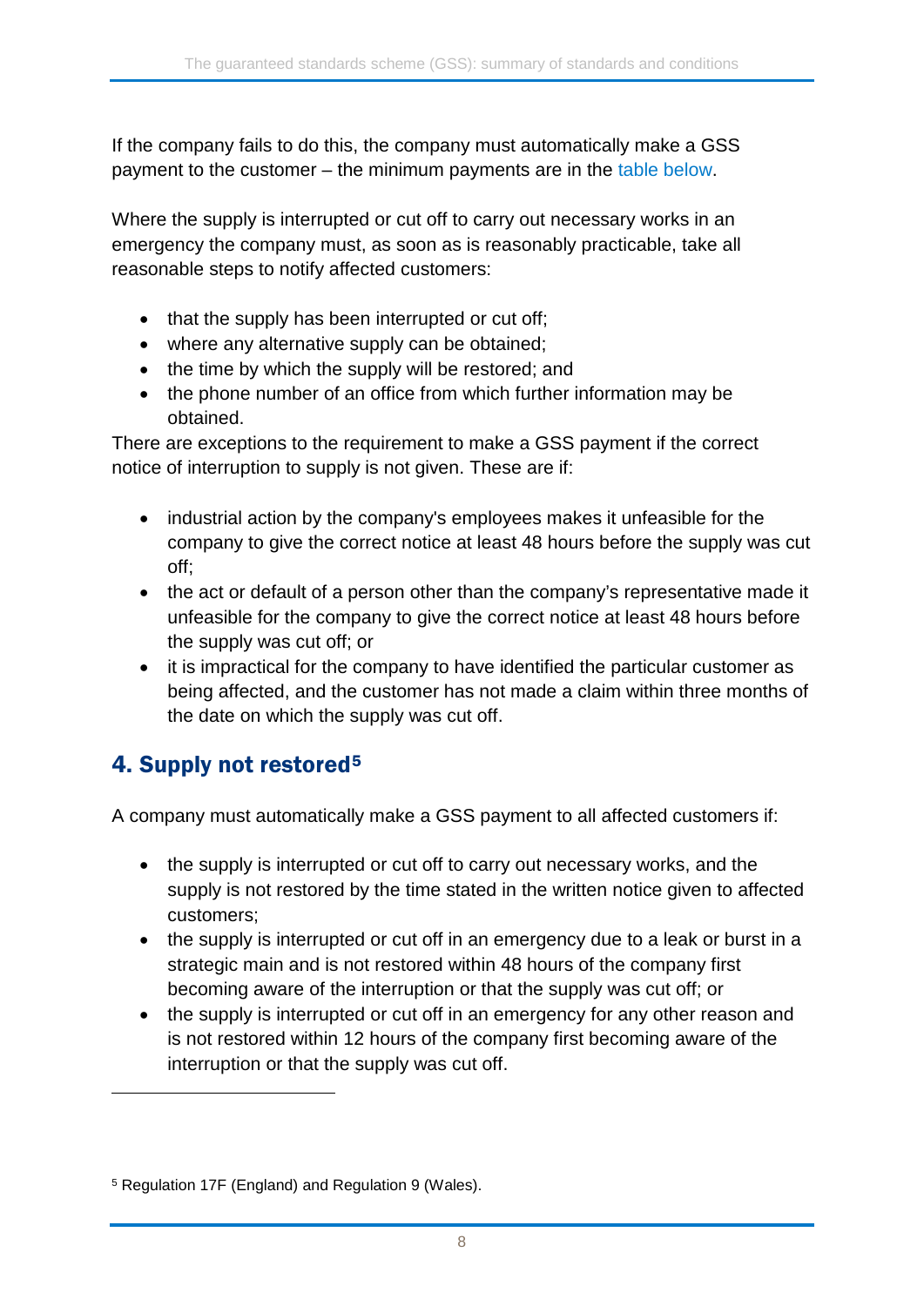If the company fails to do this, the company must automatically make a GSS payment to the customer – the minimum payments are in the table below.

Where the supply is interrupted or cut off to carry out necessary works in an emergency the company must, as soon as is reasonably practicable, take all reasonable steps to notify affected customers:

- that the supply has been interrupted or cut off;
- where any alternative supply can be obtained;
- the time by which the supply will be restored; and
- the phone number of an office from which further information may be obtained.

There are exceptions to the requirement to make a GSS payment if the correct notice of interruption to supply is not given. These are if:

- industrial action by the company's employees makes it unfeasible for the company to give the correct notice at least 48 hours before the supply was cut off;
- the act or default of a person other than the company's representative made it unfeasible for the company to give the correct notice at least 48 hours before the supply was cut off; or
- it is impractical for the company to have identified the particular customer as being affected, and the customer has not made a claim within three months of the date on which the supply was cut off.

## 4. Supply not restored[5]

A company must automatically make a GSS payment to all affected customers if:

- the supply is interrupted or cut off to carry out necessary works, and the supply is not restored by the time stated in the written notice given to affected customers;
- the supply is interrupted or cut off in an emergency due to a leak or burst in a strategic main and is not restored within 48 hours of the company first becoming aware of the interruption or that the supply was cut off; or
- the supply is interrupted or cut off in an emergency for any other reason and is not restored within 12 hours of the company first becoming aware of the interruption or that the supply was cut off.

---

[5] Regulation 17F (England) and Regulation 9 (Wales).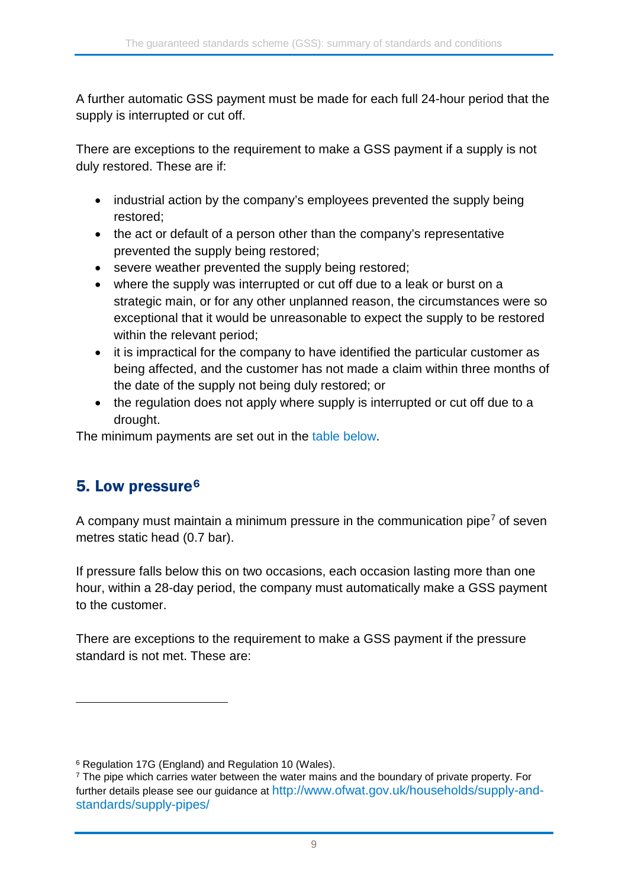A further automatic GSS payment must be made for each full 24-hour period that the supply is interrupted or cut off.

There are exceptions to the requirement to make a GSS payment if a supply is not duly restored. These are if:

- industrial action by the company's employees prevented the supply being restored;
- the act or default of a person other than the company's representative prevented the supply being restored;
- severe weather prevented the supply being restored;
- where the supply was interrupted or cut off due to a leak or burst on a strategic main, or for any other unplanned reason, the circumstances were so exceptional that it would be unreasonable to expect the supply to be restored within the relevant period;
- it is impractical for the company to have identified the particular customer as being affected, and the customer has not made a claim within three months of the date of the supply not being duly restored; or
- the regulation does not apply where supply is interrupted or cut off due to a drought.

The minimum payments are set out in the table below.

## 5. Low pressure[6]

A company must maintain a minimum pressure in the communication pipe[7] of seven metres static head (0.7 bar).

If pressure falls below this on two occasions, each occasion lasting more than one hour, within a 28-day period, the company must automatically make a GSS payment to the customer.

There are exceptions to the requirement to make a GSS payment if the pressure standard is not met. These are:

---

[6] Regulation 17G (England) and Regulation 10 (Wales).

[7] The pipe which carries water between the water mains and the boundary of private property. For further details please see our guidance at http://www.ofwat.gov.uk/households/supply-and-standards/supply-pipes/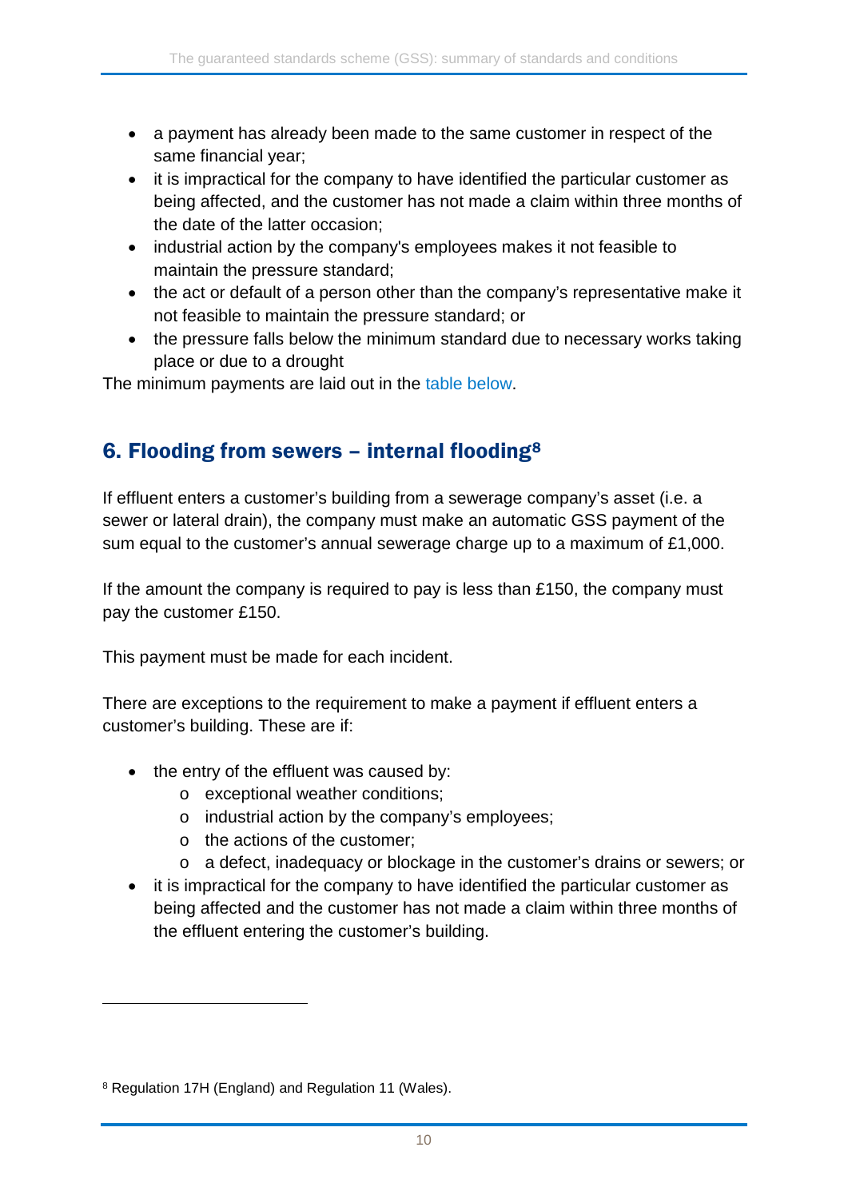- a payment has already been made to the same customer in respect of the same financial year;
- it is impractical for the company to have identified the particular customer as being affected, and the customer has not made a claim within three months of the date of the latter occasion;
- industrial action by the company's employees makes it not feasible to maintain the pressure standard;
- the act or default of a person other than the company's representative make it not feasible to maintain the pressure standard; or
- the pressure falls below the minimum standard due to necessary works taking place or due to a drought

The minimum payments are laid out in the table below.

## 6. Flooding from sewers – internal flooding[8]

If effluent enters a customer's building from a sewerage company's asset (i.e. a sewer or lateral drain), the company must make an automatic GSS payment of the sum equal to the customer's annual sewerage charge up to a maximum of £1,000.

If the amount the company is required to pay is less than £150, the company must pay the customer £150.

This payment must be made for each incident.

There are exceptions to the requirement to make a payment if effluent enters a customer's building. These are if:

- the entry of the effluent was caused by:
  - exceptional weather conditions;
  - industrial action by the company's employees;
  - the actions of the customer;
  - a defect, inadequacy or blockage in the customer's drains or sewers; or
- it is impractical for the company to have identified the particular customer as being affected and the customer has not made a claim within three months of the effluent entering the customer's building.

[8] Regulation 17H (England) and Regulation 11 (Wales).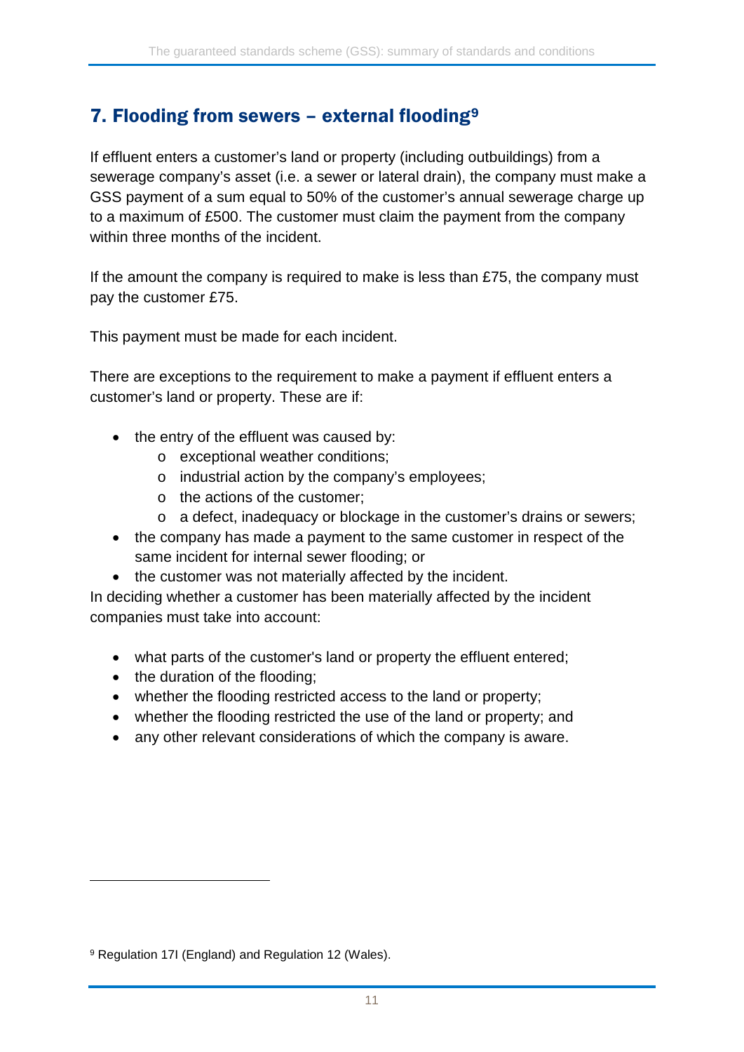## 7. Flooding from sewers – external flooding[9]

If effluent enters a customer's land or property (including outbuildings) from a sewerage company's asset (i.e. a sewer or lateral drain), the company must make a GSS payment of a sum equal to 50% of the customer's annual sewerage charge up to a maximum of £500. The customer must claim the payment from the company within three months of the incident.

If the amount the company is required to make is less than £75, the company must pay the customer £75.

This payment must be made for each incident.

There are exceptions to the requirement to make a payment if effluent enters a customer's land or property. These are if:

- the entry of the effluent was caused by:
  - exceptional weather conditions;
  - industrial action by the company's employees;
  - the actions of the customer;
  - a defect, inadequacy or blockage in the customer's drains or sewers;
- the company has made a payment to the same customer in respect of the same incident for internal sewer flooding; or
- the customer was not materially affected by the incident.

In deciding whether a customer has been materially affected by the incident companies must take into account:

- what parts of the customer's land or property the effluent entered;
- the duration of the flooding;
- whether the flooding restricted access to the land or property;
- whether the flooding restricted the use of the land or property; and
- any other relevant considerations of which the company is aware.

[9] Regulation 17I (England) and Regulation 12 (Wales).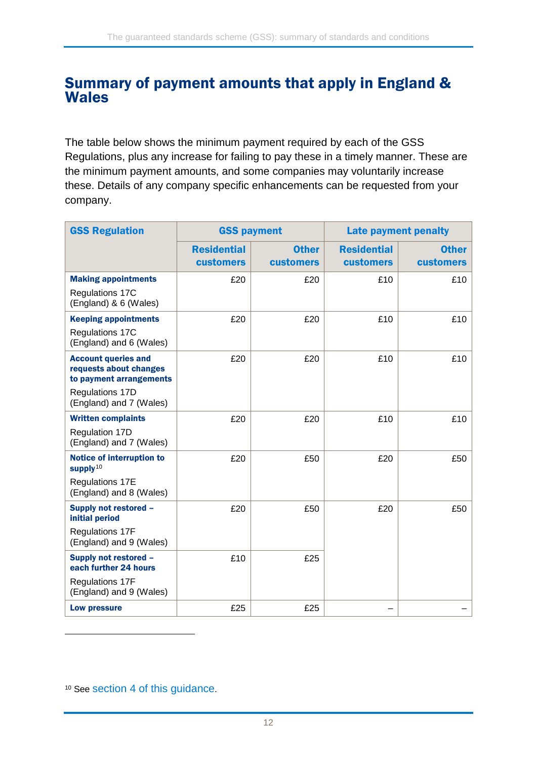## Summary of payment amounts that apply in England & Wales

The table below shows the minimum payment required by each of the GSS Regulations, plus any increase for failing to pay these in a timely manner. These are the minimum payment amounts, and some companies may voluntarily increase these. Details of any company specific enhancements can be requested from your company.

| GSS Regulation | GSS payment | | Late payment penalty | |
|---|---|---|---|---|
| | Residential customers | Other customers | Residential customers | Other customers |
| **Making appointments** Regulations 17C (England) & 6 (Wales) | £20 | £20 | £10 | £10 |
| **Keeping appointments** Regulations 17C (England) and 6 (Wales) | £20 | £20 | £10 | £10 |
| **Account queries and requests about changes to payment arrangements** Regulations 17D (England) and 7 (Wales) | £20 | £20 | £10 | £10 |
| **Written complaints** Regulation 17D (England) and 7 (Wales) | £20 | £20 | £10 | £10 |
| **Notice of interruption to supply**[10] Regulations 17E (England) and 8 (Wales) | £20 | £50 | £20 | £50 |
| **Supply not restored – initial period** Regulations 17F (England) and 9 (Wales) | £20 | £50 | £20 | £50 |
| **Supply not restored – each further 24 hours** Regulations 17F (England) and 9 (Wales) | £10 | £25 | | |
| **Low pressure** | £25 | £25 | – | – |

[10] See section 4 of this guidance.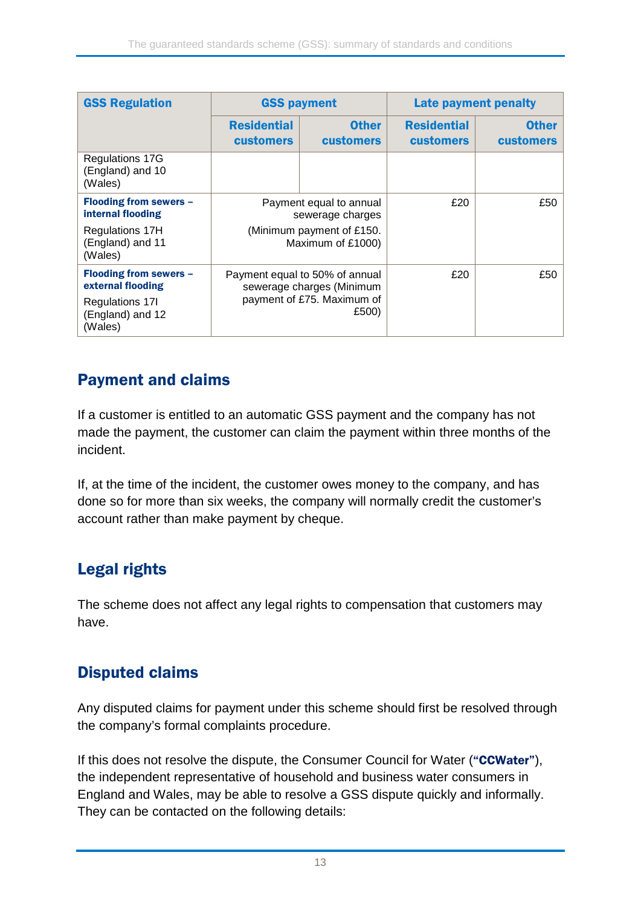| GSS Regulation | GSS payment | | Late payment penalty | |
|---|---|---|---|---|
| | Residential customers | Other customers | Residential customers | Other customers |
| Regulations 17G (England) and 10 (Wales) | | | | |
| **Flooding from sewers – internal flooding** Regulations 17H (England) and 11 (Wales) | Payment equal to annual sewerage charges (Minimum payment of £150. Maximum of £1000) | | £20 | £50 |
| **Flooding from sewers – external flooding** Regulations 17I (England) and 12 (Wales) | Payment equal to 50% of annual sewerage charges (Minimum payment of £75. Maximum of £500) | | £20 | £50 |

## Payment and claims

If a customer is entitled to an automatic GSS payment and the company has not made the payment, the customer can claim the payment within three months of the incident.

If, at the time of the incident, the customer owes money to the company, and has done so for more than six weeks, the company will normally credit the customer's account rather than make payment by cheque.

## Legal rights

The scheme does not affect any legal rights to compensation that customers may have.

## Disputed claims

Any disputed claims for payment under this scheme should first be resolved through the company's formal complaints procedure.

If this does not resolve the dispute, the Consumer Council for Water (**"CCWater"**), the independent representative of household and business water consumers in England and Wales, may be able to resolve a GSS dispute quickly and informally. They can be contacted on the following details: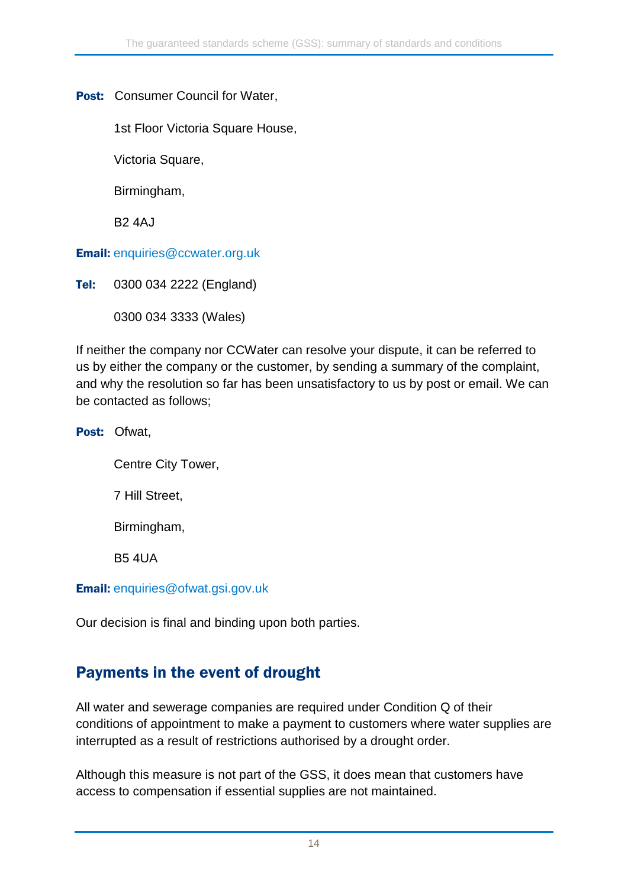**Post:** Consumer Council for Water,

1st Floor Victoria Square House,

Victoria Square,

Birmingham,

B2 4AJ

**Email:** enquiries@ccwater.org.uk

**Tel:** 0300 034 2222 (England)

0300 034 3333 (Wales)

If neither the company nor CCWater can resolve your dispute, it can be referred to us by either the company or the customer, by sending a summary of the complaint, and why the resolution so far has been unsatisfactory to us by post or email. We can be contacted as follows;

**Post:** Ofwat,

Centre City Tower,

7 Hill Street,

Birmingham,

B5 4UA

**Email:** enquiries@ofwat.gsi.gov.uk

Our decision is final and binding upon both parties.

## Payments in the event of drought

All water and sewerage companies are required under Condition Q of their conditions of appointment to make a payment to customers where water supplies are interrupted as a result of restrictions authorised by a drought order.

Although this measure is not part of the GSS, it does mean that customers have access to compensation if essential supplies are not maintained.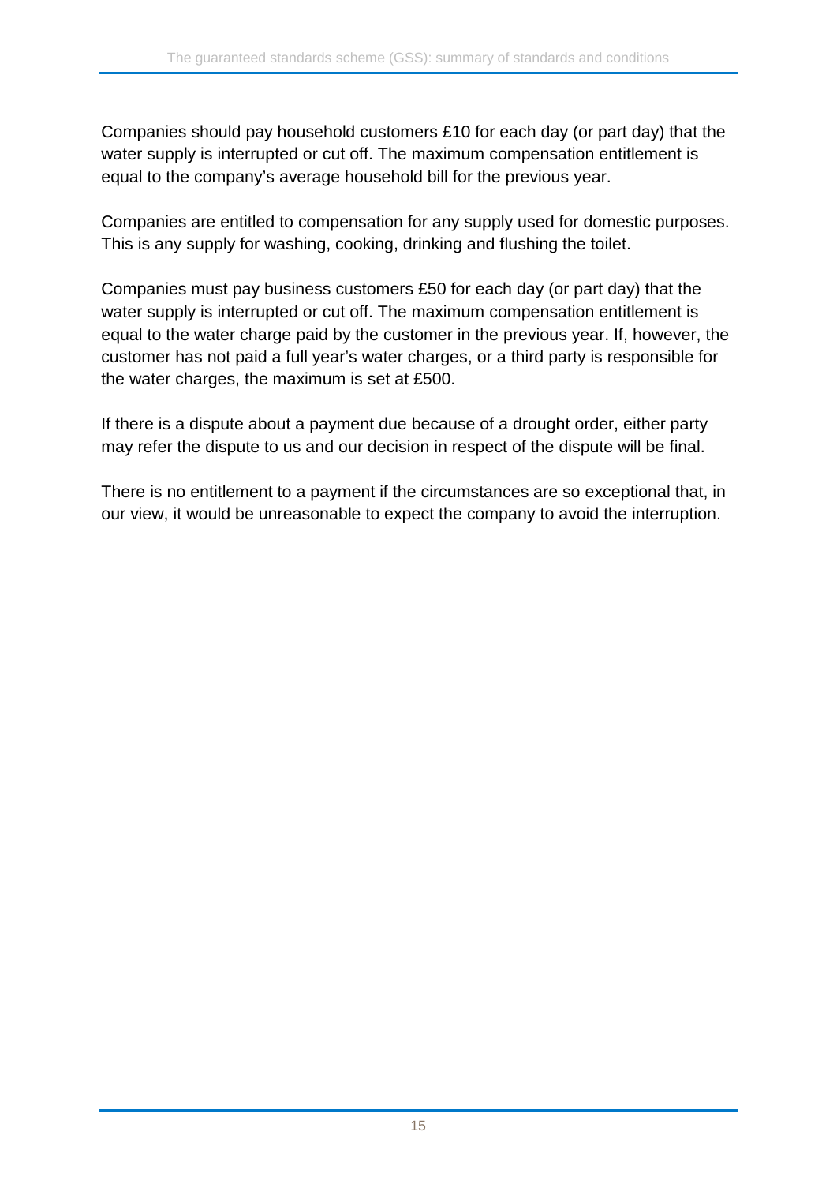Companies should pay household customers £10 for each day (or part day) that the water supply is interrupted or cut off. The maximum compensation entitlement is equal to the company's average household bill for the previous year.

Companies are entitled to compensation for any supply used for domestic purposes. This is any supply for washing, cooking, drinking and flushing the toilet.

Companies must pay business customers £50 for each day (or part day) that the water supply is interrupted or cut off. The maximum compensation entitlement is equal to the water charge paid by the customer in the previous year. If, however, the customer has not paid a full year's water charges, or a third party is responsible for the water charges, the maximum is set at £500.

If there is a dispute about a payment due because of a drought order, either party may refer the dispute to us and our decision in respect of the dispute will be final.

There is no entitlement to a payment if the circumstances are so exceptional that, in our view, it would be unreasonable to expect the company to avoid the interruption.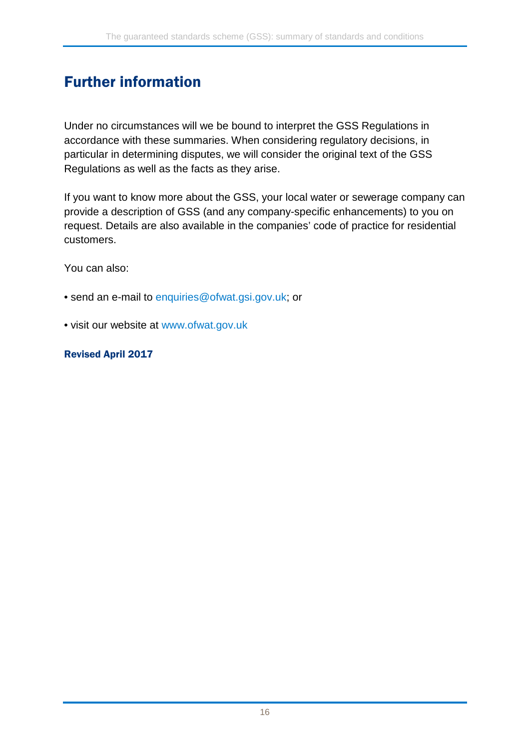# Further information

Under no circumstances will we be bound to interpret the GSS Regulations in accordance with these summaries. When considering regulatory decisions, in particular in determining disputes, we will consider the original text of the GSS Regulations as well as the facts as they arise.

If you want to know more about the GSS, your local water or sewerage company can provide a description of GSS (and any company-specific enhancements) to you on request. Details are also available in the companies' code of practice for residential customers.

You can also:

- send an e-mail to enquiries@ofwat.gsi.gov.uk; or
- visit our website at www.ofwat.gov.uk

**Revised April 2017**